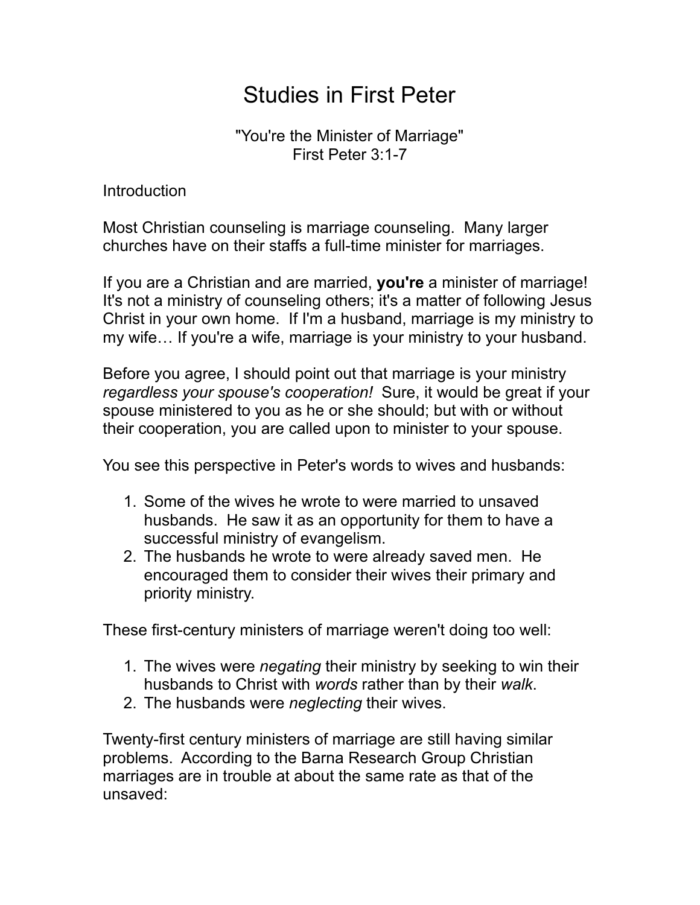# Studies in First Peter

"You're the Minister of Marriage"
First Peter 3:1-7

## Introduction

Most Christian counseling is marriage counseling. Many larger churches have on their staffs a full-time minister for marriages.

If you are a Christian and are married, **you're** a minister of marriage! It's not a ministry of counseling others; it's a matter of following Jesus Christ in your own home. If I'm a husband, marriage is my ministry to my wife… If you're a wife, marriage is your ministry to your husband.

Before you agree, I should point out that marriage is your ministry *regardless your spouse's cooperation!* Sure, it would be great if your spouse ministered to you as he or she should; but with or without their cooperation, you are called upon to minister to your spouse.

You see this perspective in Peter's words to wives and husbands:

1. Some of the wives he wrote to were married to unsaved husbands. He saw it as an opportunity for them to have a successful ministry of evangelism.
2. The husbands he wrote to were already saved men. He encouraged them to consider their wives their primary and priority ministry.

These first-century ministers of marriage weren't doing too well:

1. The wives were *negating* their ministry by seeking to win their husbands to Christ with *words* rather than by their *walk*.
2. The husbands were *neglecting* their wives.

Twenty-first century ministers of marriage are still having similar problems. According to the Barna Research Group Christian marriages are in trouble at about the same rate as that of the unsaved: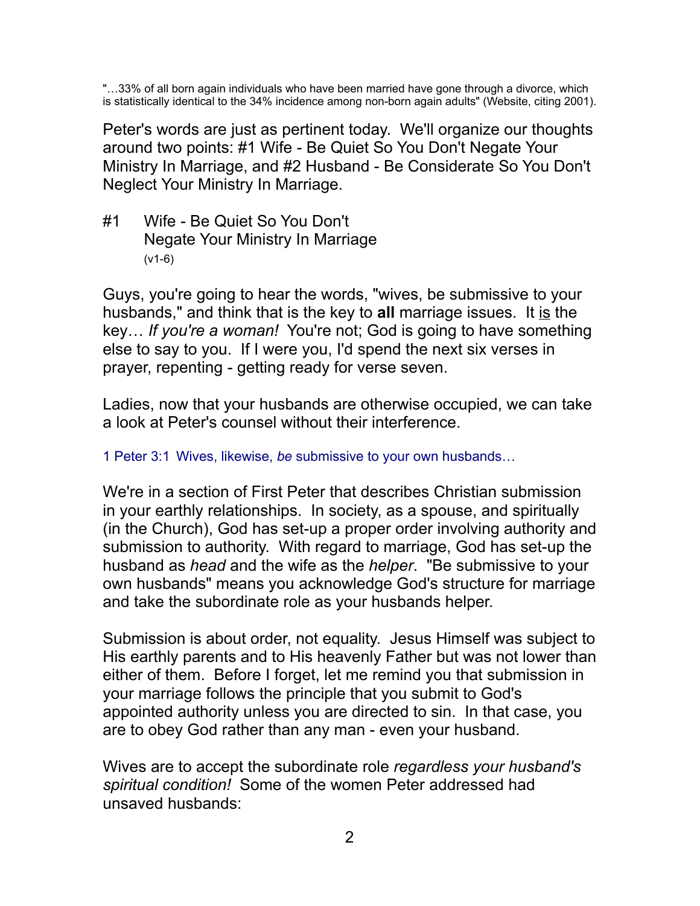"…33% of all born again individuals who have been married have gone through a divorce, which is statistically identical to the 34% incidence among non-born again adults" (Website, citing 2001).

Peter's words are just as pertinent today. We'll organize our thoughts around two points: #1 Wife - Be Quiet So You Don't Negate Your Ministry In Marriage, and #2 Husband - Be Considerate So You Don't Neglect Your Ministry In Marriage.

## #1 Wife - Be Quiet So You Don't Negate Your Ministry In Marriage
(v1-6)

Guys, you're going to hear the words, "wives, be submissive to your husbands," and think that is the key to **all** marriage issues. It <u>is</u> the key… *If you're a woman!* You're not; God is going to have something else to say to you. If I were you, I'd spend the next six verses in prayer, repenting - getting ready for verse seven.

Ladies, now that your husbands are otherwise occupied, we can take a look at Peter's counsel without their interference.

1 Peter 3:1 Wives, likewise, *be* submissive to your own husbands…

We're in a section of First Peter that describes Christian submission in your earthly relationships. In society, as a spouse, and spiritually (in the Church), God has set-up a proper order involving authority and submission to authority. With regard to marriage, God has set-up the husband as *head* and the wife as the *helper*. "Be submissive to your own husbands" means you acknowledge God's structure for marriage and take the subordinate role as your husbands helper.

Submission is about order, not equality. Jesus Himself was subject to His earthly parents and to His heavenly Father but was not lower than either of them. Before I forget, let me remind you that submission in your marriage follows the principle that you submit to God's appointed authority unless you are directed to sin. In that case, you are to obey God rather than any man - even your husband.

Wives are to accept the subordinate role *regardless your husband's spiritual condition!* Some of the women Peter addressed had unsaved husbands: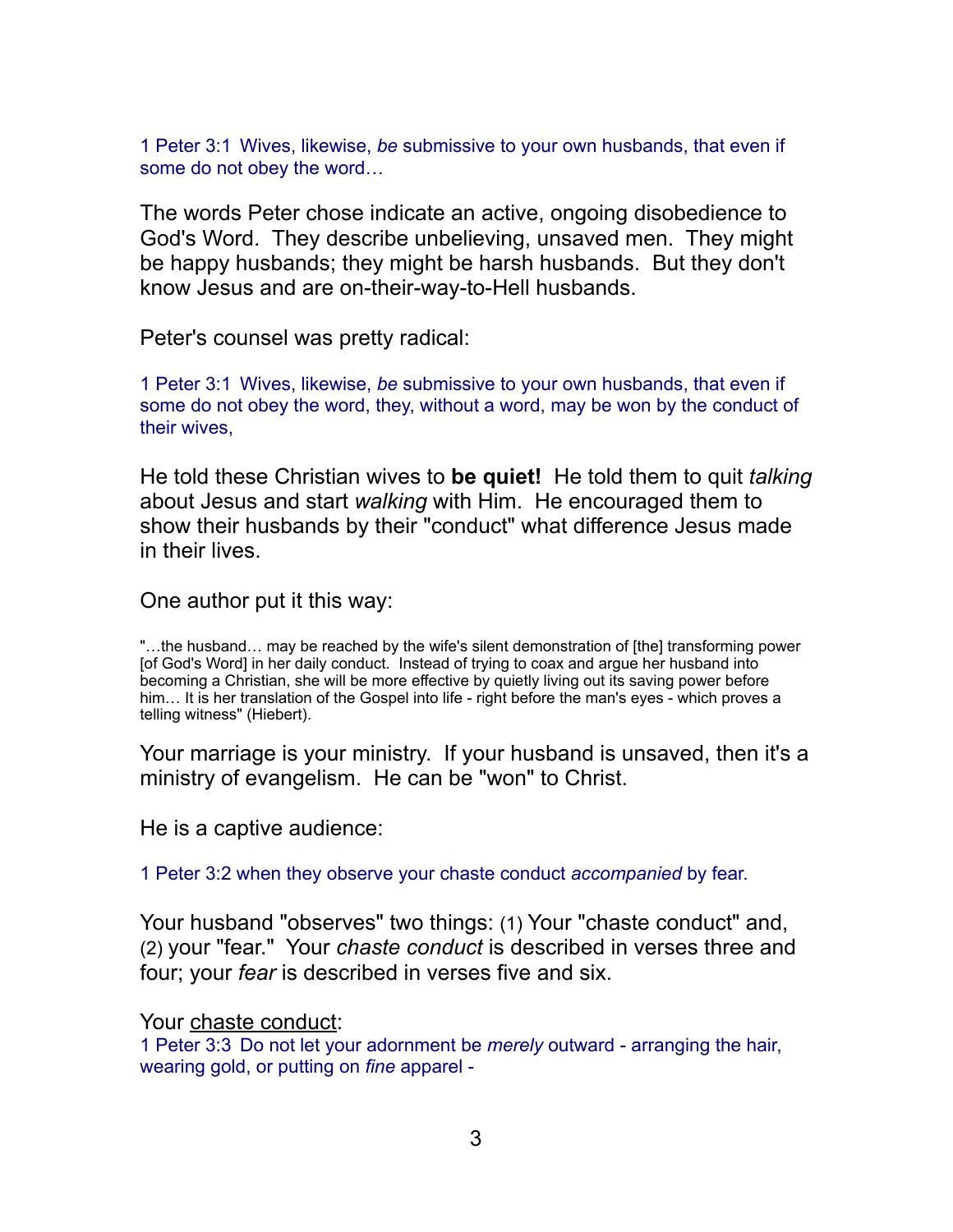1 Peter 3:1  Wives, likewise, *be* submissive to your own husbands, that even if some do not obey the word…

The words Peter chose indicate an active, ongoing disobedience to God's Word.  They describe unbelieving, unsaved men.  They might be happy husbands; they might be harsh husbands.  But they don't know Jesus and are on-their-way-to-Hell husbands.

Peter's counsel was pretty radical:

1 Peter 3:1  Wives, likewise, *be* submissive to your own husbands, that even if some do not obey the word, they, without a word, may be won by the conduct of their wives,

He told these Christian wives to **be quiet!**  He told them to quit *talking* about Jesus and start *walking* with Him.  He encouraged them to show their husbands by their "conduct" what difference Jesus made in their lives.

One author put it this way:

"…the husband… may be reached by the wife's silent demonstration of [the] transforming power [of God's Word] in her daily conduct.  Instead of trying to coax and argue her husband into becoming a Christian, she will be more effective by quietly living out its saving power before him… It is her translation of the Gospel into life - right before the man's eyes - which proves a telling witness" (Hiebert).

Your marriage is your ministry.  If your husband is unsaved, then it's a ministry of evangelism.  He can be "won" to Christ.

He is a captive audience:

1 Peter 3:2 when they observe your chaste conduct *accompanied* by fear.

Your husband "observes" two things: (1) Your "chaste conduct" and, (2) your "fear."  Your *chaste conduct* is described in verses three and four; your *fear* is described in verses five and six.

Your <u>chaste conduct</u>:

1 Peter 3:3  Do not let your adornment be *merely* outward - arranging the hair, wearing gold, or putting on *fine* apparel -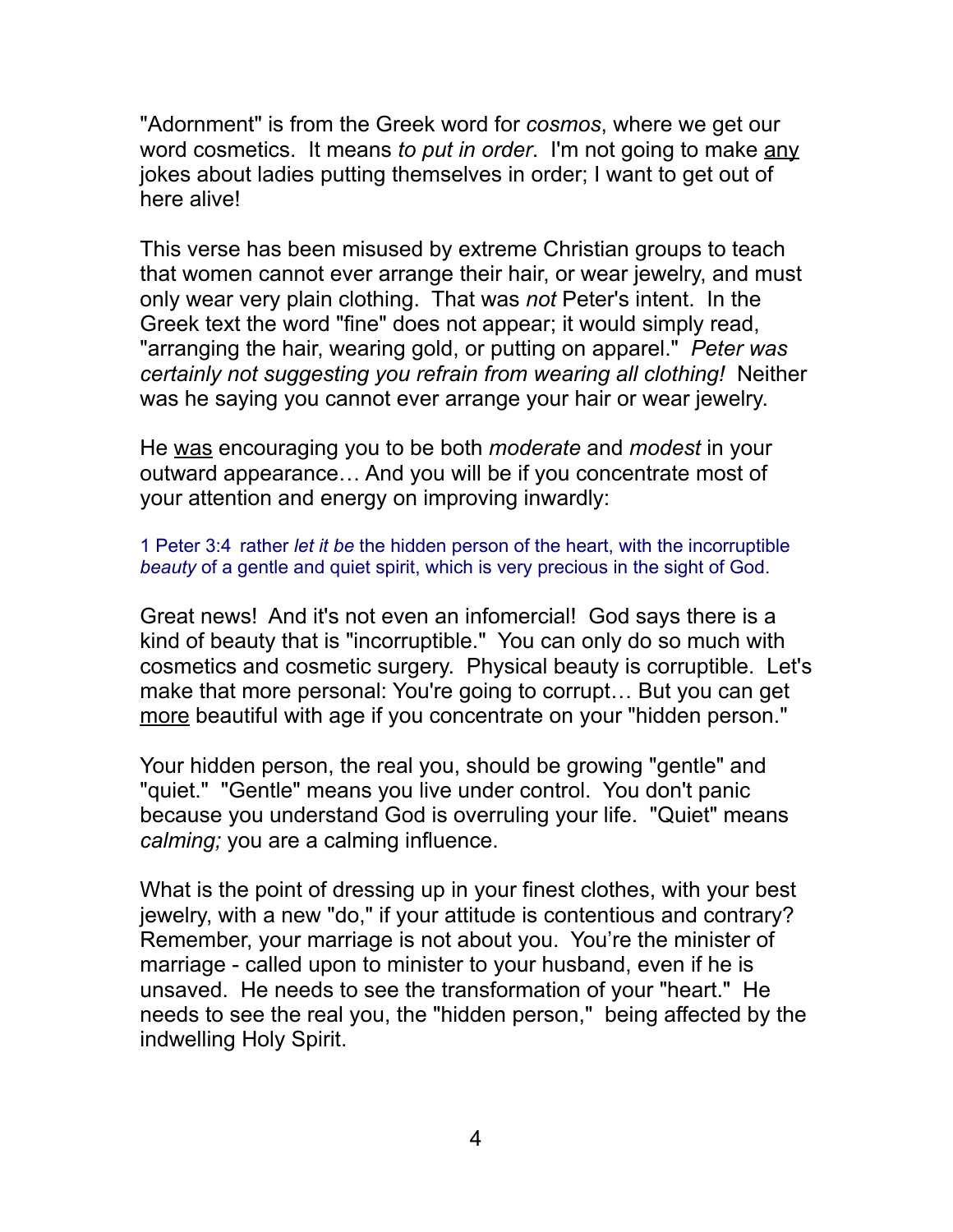"Adornment" is from the Greek word for *cosmos*, where we get our word cosmetics. It means *to put in order*. I'm not going to make <u>any</u> jokes about ladies putting themselves in order; I want to get out of here alive!

This verse has been misused by extreme Christian groups to teach that women cannot ever arrange their hair, or wear jewelry, and must only wear very plain clothing. That was *not* Peter's intent. In the Greek text the word "fine" does not appear; it would simply read, "arranging the hair, wearing gold, or putting on apparel." *Peter was certainly not suggesting you refrain from wearing all clothing!* Neither was he saying you cannot ever arrange your hair or wear jewelry.

He <u>was</u> encouraging you to be both *moderate* and *modest* in your outward appearance… And you will be if you concentrate most of your attention and energy on improving inwardly:

1 Peter 3:4 rather *let it be* the hidden person of the heart, with the incorruptible *beauty* of a gentle and quiet spirit, which is very precious in the sight of God.

Great news! And it's not even an infomercial! God says there is a kind of beauty that is "incorruptible." You can only do so much with cosmetics and cosmetic surgery. Physical beauty is corruptible. Let's make that more personal: You're going to corrupt… But you can get <u>more</u> beautiful with age if you concentrate on your "hidden person."

Your hidden person, the real you, should be growing "gentle" and "quiet." "Gentle" means you live under control. You don't panic because you understand God is overruling your life. "Quiet" means *calming;* you are a calming influence.

What is the point of dressing up in your finest clothes, with your best jewelry, with a new "do," if your attitude is contentious and contrary? Remember, your marriage is not about you. You're the minister of marriage - called upon to minister to your husband, even if he is unsaved. He needs to see the transformation of your "heart." He needs to see the real you, the "hidden person," being affected by the indwelling Holy Spirit.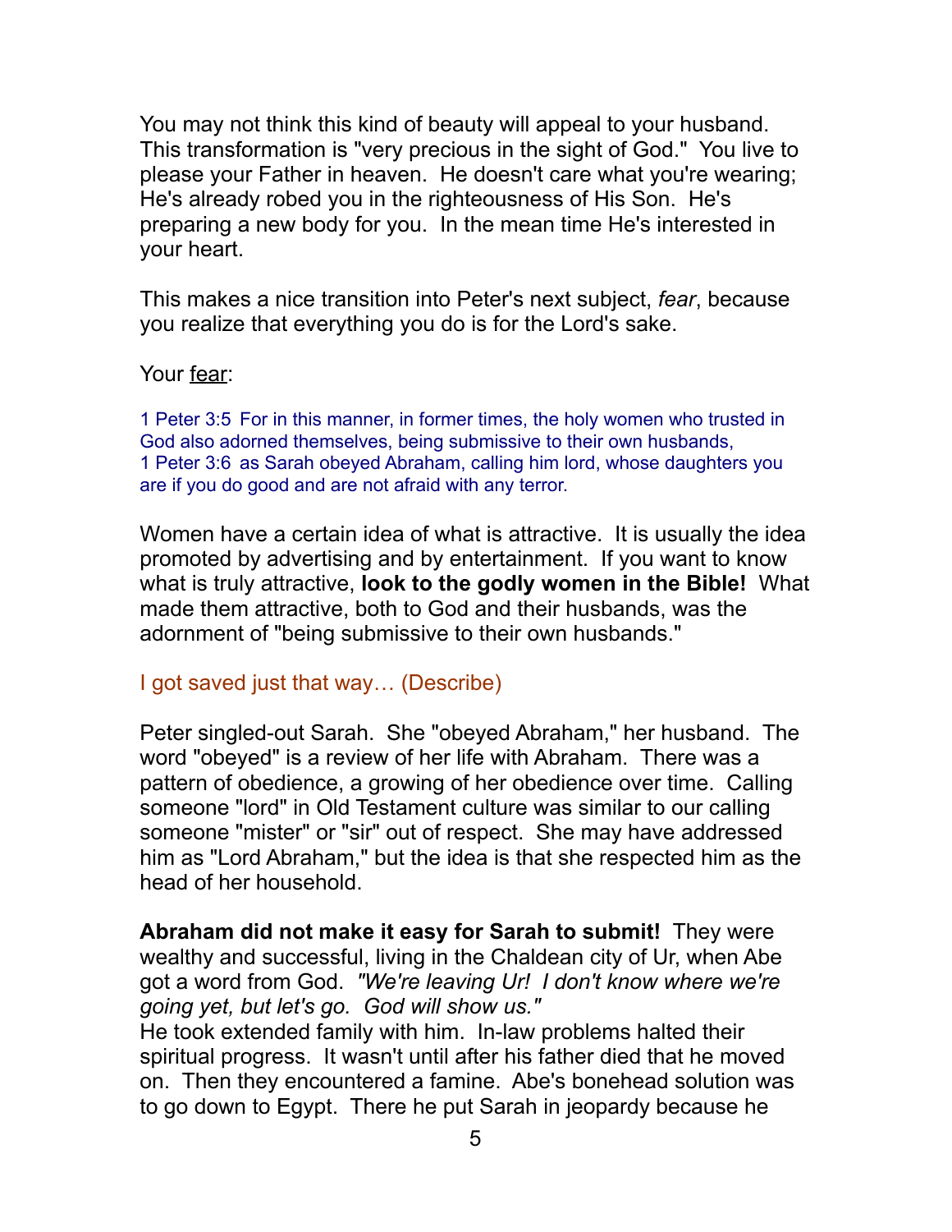You may not think this kind of beauty will appeal to your husband. This transformation is "very precious in the sight of God." You live to please your Father in heaven. He doesn't care what you're wearing; He's already robed you in the righteousness of His Son. He's preparing a new body for you. In the mean time He's interested in your heart.

This makes a nice transition into Peter's next subject, *fear*, because you realize that everything you do is for the Lord's sake.

Your <u>fear</u>:

1 Peter 3:5 For in this manner, in former times, the holy women who trusted in God also adorned themselves, being submissive to their own husbands,
1 Peter 3:6 as Sarah obeyed Abraham, calling him lord, whose daughters you are if you do good and are not afraid with any terror.

Women have a certain idea of what is attractive. It is usually the idea promoted by advertising and by entertainment. If you want to know what is truly attractive, **look to the godly women in the Bible!** What made them attractive, both to God and their husbands, was the adornment of "being submissive to their own husbands."

I got saved just that way… (Describe)

Peter singled-out Sarah. She "obeyed Abraham," her husband. The word "obeyed" is a review of her life with Abraham. There was a pattern of obedience, a growing of her obedience over time. Calling someone "lord" in Old Testament culture was similar to our calling someone "mister" or "sir" out of respect. She may have addressed him as "Lord Abraham," but the idea is that she respected him as the head of her household.

**Abraham did not make it easy for Sarah to submit!** They were wealthy and successful, living in the Chaldean city of Ur, when Abe got a word from God. *"We're leaving Ur! I don't know where we're going yet, but let's go. God will show us."*
He took extended family with him. In-law problems halted their spiritual progress. It wasn't until after his father died that he moved on. Then they encountered a famine. Abe's bonehead solution was to go down to Egypt. There he put Sarah in jeopardy because he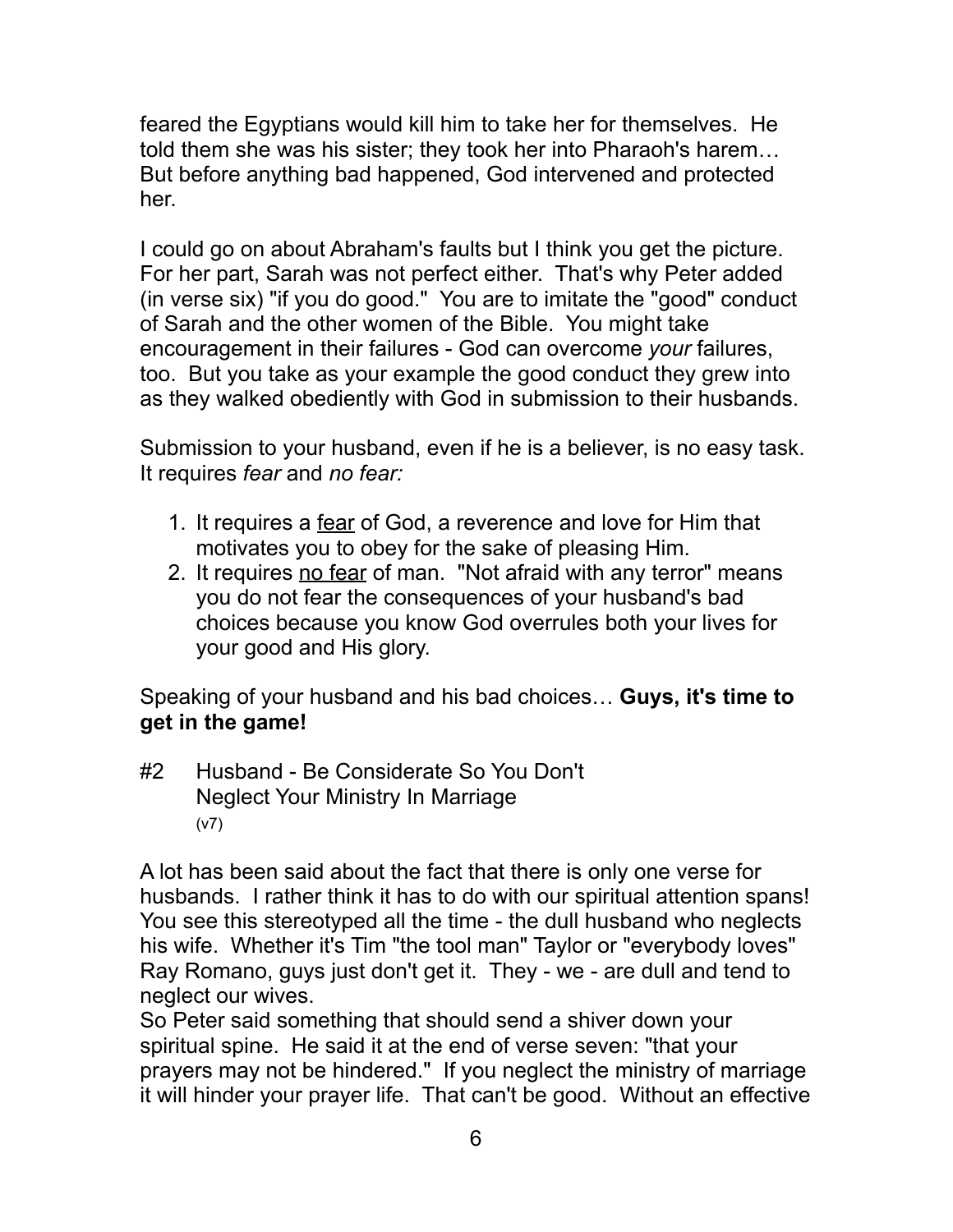feared the Egyptians would kill him to take her for themselves. He told them she was his sister; they took her into Pharaoh's harem… But before anything bad happened, God intervened and protected her.

I could go on about Abraham's faults but I think you get the picture. For her part, Sarah was not perfect either. That's why Peter added (in verse six) "if you do good." You are to imitate the "good" conduct of Sarah and the other women of the Bible. You might take encouragement in their failures - God can overcome *your* failures, too. But you take as your example the good conduct they grew into as they walked obediently with God in submission to their husbands.

Submission to your husband, even if he is a believer, is no easy task. It requires *fear* and *no fear:*

1. It requires a <u>fear</u> of God, a reverence and love for Him that motivates you to obey for the sake of pleasing Him.
2. It requires <u>no fear</u> of man. "Not afraid with any terror" means you do not fear the consequences of your husband's bad choices because you know God overrules both your lives for your good and His glory.

Speaking of your husband and his bad choices… **Guys, it's time to get in the game!**

### #2 Husband - Be Considerate So You Don't Neglect Your Ministry In Marriage (v7)

A lot has been said about the fact that there is only one verse for husbands. I rather think it has to do with our spiritual attention spans! You see this stereotyped all the time - the dull husband who neglects his wife. Whether it's Tim "the tool man" Taylor or "everybody loves" Ray Romano, guys just don't get it. They - we - are dull and tend to neglect our wives.

So Peter said something that should send a shiver down your spiritual spine. He said it at the end of verse seven: "that your prayers may not be hindered." If you neglect the ministry of marriage it will hinder your prayer life. That can't be good. Without an effective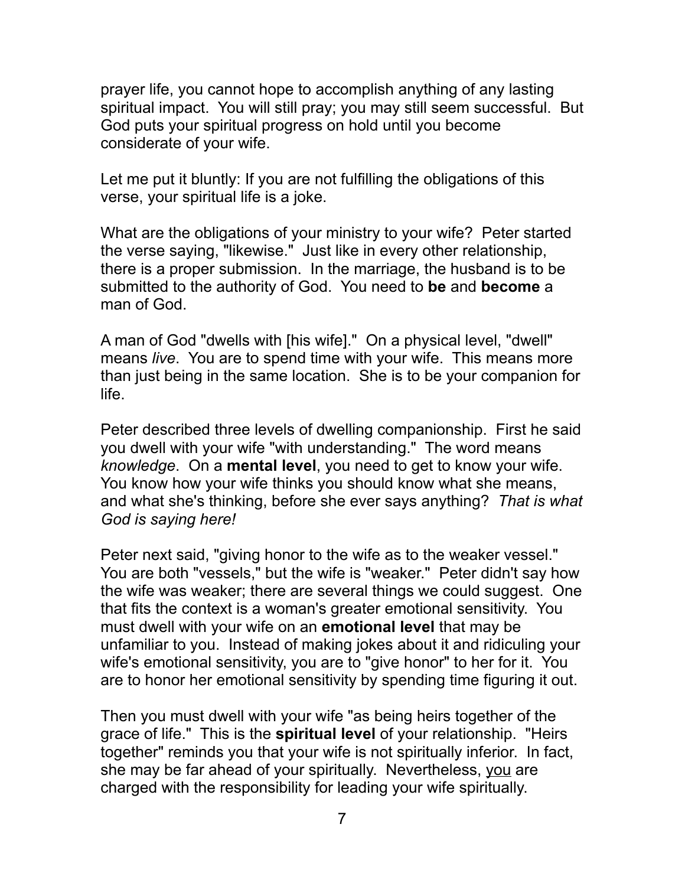prayer life, you cannot hope to accomplish anything of any lasting spiritual impact. You will still pray; you may still seem successful. But God puts your spiritual progress on hold until you become considerate of your wife.

Let me put it bluntly: If you are not fulfilling the obligations of this verse, your spiritual life is a joke.

What are the obligations of your ministry to your wife? Peter started the verse saying, "likewise." Just like in every other relationship, there is a proper submission. In the marriage, the husband is to be submitted to the authority of God. You need to **be** and **become** a man of God.

A man of God "dwells with [his wife]." On a physical level, "dwell" means *live*. You are to spend time with your wife. This means more than just being in the same location. She is to be your companion for life.

Peter described three levels of dwelling companionship. First he said you dwell with your wife "with understanding." The word means *knowledge*. On a **mental level**, you need to get to know your wife. You know how your wife thinks you should know what she means, and what she's thinking, before she ever says anything? *That is what God is saying here!*

Peter next said, "giving honor to the wife as to the weaker vessel." You are both "vessels," but the wife is "weaker." Peter didn't say how the wife was weaker; there are several things we could suggest. One that fits the context is a woman's greater emotional sensitivity. You must dwell with your wife on an **emotional level** that may be unfamiliar to you. Instead of making jokes about it and ridiculing your wife's emotional sensitivity, you are to "give honor" to her for it. You are to honor her emotional sensitivity by spending time figuring it out.

Then you must dwell with your wife "as being heirs together of the grace of life." This is the **spiritual level** of your relationship. "Heirs together" reminds you that your wife is not spiritually inferior. In fact, she may be far ahead of your spiritually. Nevertheless, <u>you</u> are charged with the responsibility for leading your wife spiritually.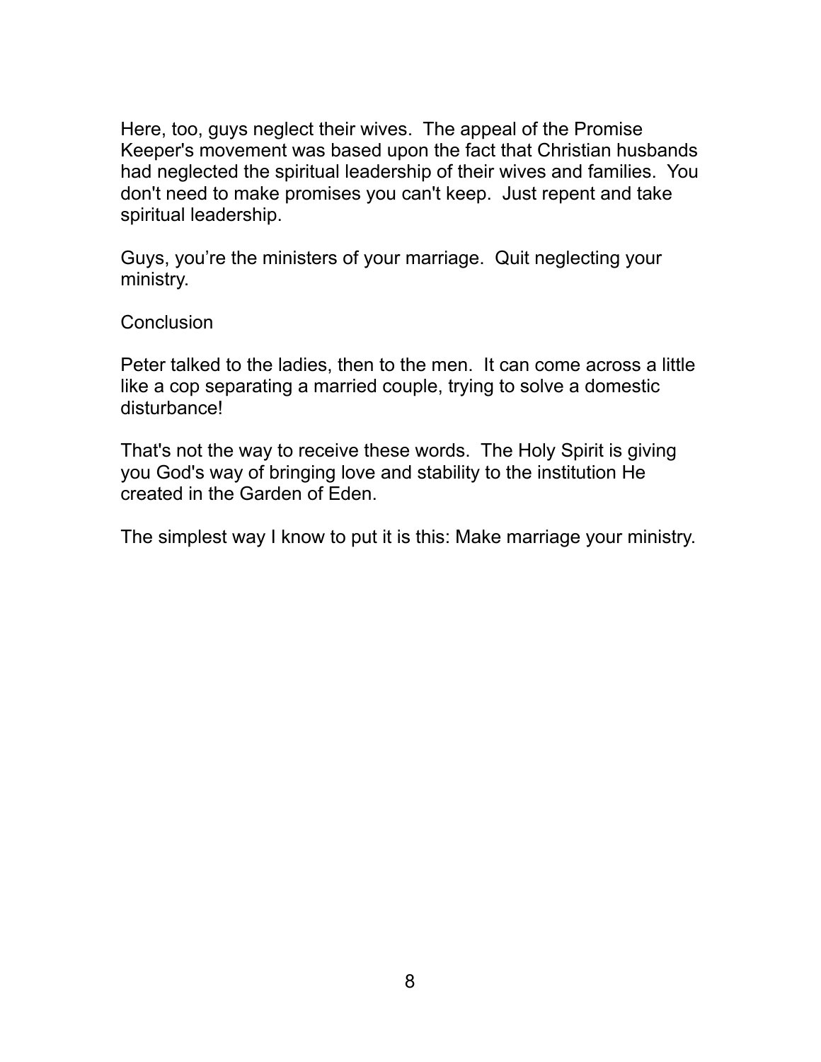Here, too, guys neglect their wives. The appeal of the Promise Keeper's movement was based upon the fact that Christian husbands had neglected the spiritual leadership of their wives and families. You don't need to make promises you can't keep. Just repent and take spiritual leadership.

Guys, you're the ministers of your marriage. Quit neglecting your ministry.

## Conclusion

Peter talked to the ladies, then to the men. It can come across a little like a cop separating a married couple, trying to solve a domestic disturbance!

That's not the way to receive these words. The Holy Spirit is giving you God's way of bringing love and stability to the institution He created in the Garden of Eden.

The simplest way I know to put it is this: Make marriage your ministry.